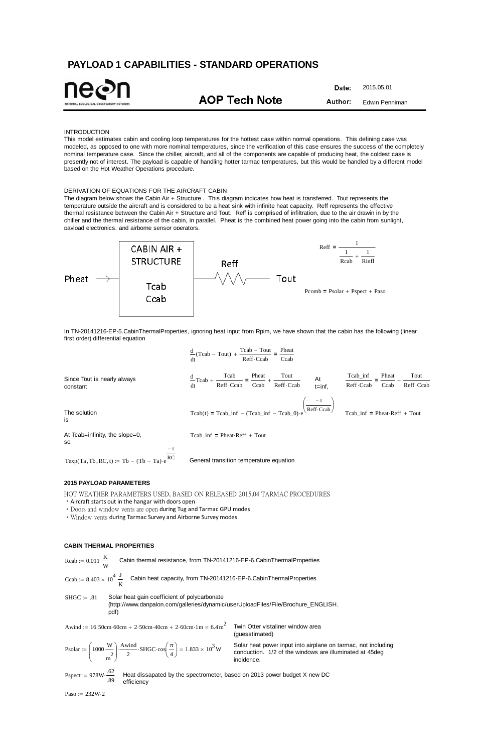# PAYLOAD 1 CAPABILITIES - STANDARD OPERATIONS

neon
NATIONAL ECOLOGICAL OBSERVATORY NETWORK

**AOP Tech Note**

**Date:** 2015.05.01
**Author:** Edwin Penniman

INTRODUCTION

This model estimates cabin and cooling loop temperatures for the hottest case within normal operations. This defining case was modeled, as opposed to one with more nominal temperatures, since the verification of this case ensures the success of the completely nominal temperature case. Since the chiller, aircraft, and all of the components are capable of producing heat, the coldest case is presently not of interest. The payload is capable of handling hotter tarmac temperatures, but this would be handled by a different model based on the Hot Weather Operations procedure.

DERIVATION OF EQUATIONS FOR THE AIRCRAFT CABIN

The diagram below shows the Cabin Air + Structure . This diagram indicates how heat is transferred. Tout represents the temperature outside the aircraft and is considered to be a heat sink with infinite heat capacity. Reff represents the effective thermal resistance between the Cabin Air + Structure and Tout. Reff is comprised of infiltration, due to the air drawin in by the chiller and the thermal resistance of the cabin, in parallel. Pheat is the combined heat power going into the cabin from sunlight, payload electronics, and airborne sensor operators.

Pheat → [CABIN AIR + STRUCTURE, Tcab, Ccab] — Reff — Tout

$$\text{Reff} = \frac{1}{\frac{1}{\text{Rcab}} + \frac{1}{\text{Rinfl}}}$$

$$\text{Pcomb} = \text{Psolar} + \text{Pspect} + \text{Paso}$$

In TN-20141216-EP-5.CabinThermalProperties, ignoring heat input from Rpim, we have shown that the cabin has the following (linear first order) differential equation

$$\frac{d}{dt}(\text{Tcab} - \text{Tout}) + \frac{\text{Tcab} - \text{Tout}}{\text{Reff}\cdot\text{Ccab}} = \frac{\text{Pheat}}{\text{Ccab}}$$

Since Tout is nearly always constant

$$\frac{d}{dt}\text{Tcab} + \frac{\text{Tcab}}{\text{Reff}\cdot\text{Ccab}} = \frac{\text{Pheat}}{\text{Ccab}} + \frac{\text{Tout}}{\text{Reff}\cdot\text{Ccab}}$$

At t=inf,

$$\frac{\text{Tcab\_inf}}{\text{Reff}\cdot\text{Ccab}} = \frac{\text{Pheat}}{\text{Ccab}} + \frac{\text{Tout}}{\text{Reff}\cdot\text{Ccab}}$$

The solution is

$$\text{Tcab}(t) = \text{Tcab\_inf} - (\text{Tcab\_inf} - \text{Tcab\_0})\cdot e^{\left(\frac{-t}{\text{Reff}\cdot\text{Ccab}}\right)}$$

$$\text{Tcab\_inf} = \text{Pheat}\cdot\text{Reff} + \text{Tout}$$

At Tcab=infinity, the slope=0, so

$$\text{Tcab\_inf} = \text{Pheat}\cdot\text{Reff} + \text{Tout}$$

$$\text{Texp}(\text{Ta}, \text{Tb}, \text{RC}, t) := \text{Tb} - (\text{Tb} - \text{Ta})\cdot e^{\frac{-t}{\text{RC}}}$$

General transition temperature equation

**2015 PAYLOAD PARAMETERS**

HOT WEATHER PARAMETERS USED, BASED ON RELEASED 2015.04 TARMAC PROCEDURES

- Aircraft starts out in the hangar with doors open
- Doors and window vents are open during Tug and Tarmac GPU modes
- Window vents during Tarmac Survey and Airborne Survey modes

**CABIN THERMAL PROPERTIES**

$\text{Rcab} := 0.011\,\frac{K}{W}$ — Cabin thermal resistance, from TN-20141216-EP-6.CabinThermalProperties

$\text{Ccab} := 8.403\times 10^{4}\,\frac{J}{K}$ — Cabin heat capacity, from TN-20141216-EP-6.CabinThermalProperties

$\text{SHGC} := .81$ — Solar heat gain coefficient of polycarbonate (http://www.danpalon.com/galleries/dynamic/userUploadFiles/File/Brochure_ENGLISH.pdf)

$\text{Awind} := 16\cdot 50\text{cm}\cdot 60\text{cm} + 2\cdot 50\text{cm}\cdot 40\text{cm} + 2\cdot 60\text{cm}\cdot 1\text{m} = 6.4\,\text{m}^2$ — Twin Otter vistaliner window area (guesstimated)

$\text{Psolar} := \left(1000\,\frac{W}{m^2}\right)\cdot\frac{\text{Awind}}{2}\cdot\text{SHGC}\cdot\cos\left(\frac{\pi}{4}\right) = 1.833\times 10^{3}\,W$ — Solar heat power input into airplane on tarmac, not including conduction. 1/2 of the windows are illuminated at 45deg incidence.

$\text{Pspect} := 978W\cdot\frac{.62}{.89}$ — Heat dissapated by the spectrometer, based on 2013 power budget X new DC efficiency

$\text{Paso} := 232W\cdot 2$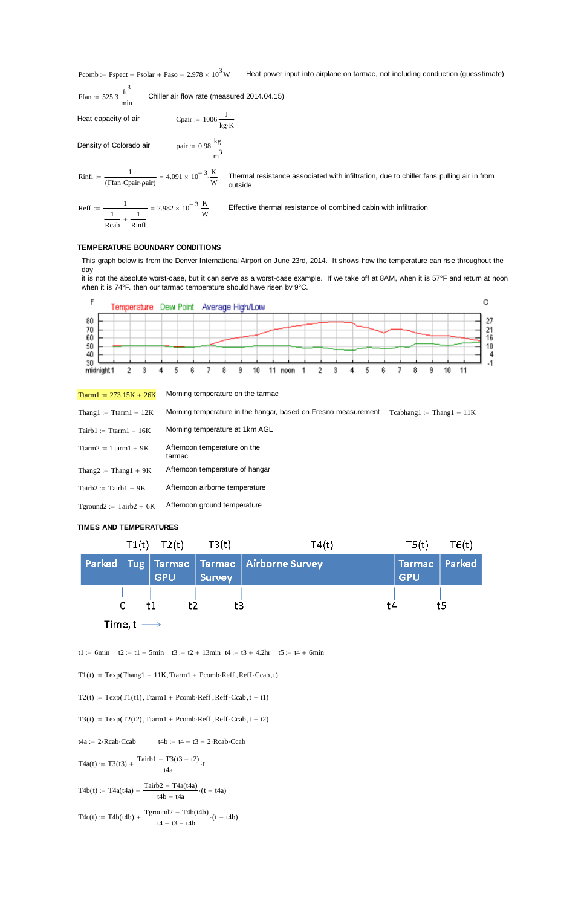$Pcomb := Pspect + Psolar + Paso = 2.978 \times 10^3 W$ Heat power input into airplane on tarmac, not including conduction (guesstimate)

$Ffan := 525.3 \frac{ft^3}{min}$ Chiller air flow rate (measured 2014.04.15)

Heat capacity of air $Cpair := 1006 \frac{J}{kg \cdot K}$

Density of Colorado air $\rho air := 0.98 \frac{kg}{m^3}$

$Rinfl := \frac{1}{(Ffan \cdot Cpair \cdot \rho air)} = 4.091 \times 10^{-3} \frac{K}{W}$ Thermal resistance associated with infiltration, due to chiller fans pulling air in from outside

$Reff := \frac{1}{\frac{1}{Rcab} + \frac{1}{Rinfl}} = 2.982 \times 10^{-3} \frac{K}{W}$ Effective thermal resistance of combined cabin with infiltration

### TEMPERATURE BOUNDARY CONDITIONS

This graph below is from the Denver International Airport on June 23rd, 2014. It shows how the temperature can rise throughout the day
it is not the absolute worst-case, but it can serve as a worst-case example. If we take off at 8AM, when it is 57°F and return at noon when it is 74°F, then our tarmac temperature should have risen by 9°C.

F Temperature Dew Point Average High/Low C

80 70 60 50 40 30 | 27 21 16 10 4 -1

midnight 1 2 3 4 5 6 7 8 9 10 11 noon 1 2 3 4 5 6 7 8 9 10 11

$Ttarm1 := 273.15K + 26K$ Morning temperature on the tarmac

$Thang1 := Ttarm1 - 12K$ Morning temperature in the hangar, based on Fresno measurement $Tcabhang1 := Thang1 - 11K$

$Tairb1 := Ttarm1 - 16K$ Morning temperature at 1km AGL

$Ttarm2 := Ttarm1 + 9K$ Afternoon temperature on the tarmac

$Thang2 := Thang1 + 9K$ Afternoon temperature of hangar

$Tairb2 := Tairb1 + 9K$ Afternoon airborne temperature

$Tground2 := Tairb2 + 6K$ Afternoon ground temperature

### TIMES AND TEMPERATURES

| | T1(t) | T2(t) | T3(t) | T4(t) | T5(t) | T6(t) |
|---|---|---|---|---|---|---|
| Parked | Tug | Tarmac GPU | Tarmac Survey | Airborne Survey | Tarmac GPU | Parked |

0, t1, t2, t3, t4, t5

Time, t →

$t1 := 6min \quad t2 := t1 + 5min \quad t3 := t2 + 13min \quad t4 := t3 + 4.2hr \quad t5 := t4 + 6min$

$T1(t) := Texp(Thang1 - 11K, Ttarm1 + Pcomb \cdot Reff, Reff \cdot Ccab, t)$

$T2(t) := Texp(T1(t1), Ttarm1 + Pcomb \cdot Reff, Reff \cdot Ccab, t - t1)$

$T3(t) := Texp(T2(t2), Ttarm1 + Pcomb \cdot Reff, Reff \cdot Ccab, t - t2)$

$t4a := 2 \cdot Rcab \cdot Ccab \qquad t4b := t4 - t3 - 2 \cdot Rcab \cdot Ccab$

$T4a(t) := T3(t3) + \frac{Tairb1 - T3(t3 - t2)}{t4a} \cdot t$

$T4b(t) := T4a(t4a) + \frac{Tairb2 - T4a(t4a)}{t4b - t4a} \cdot (t - t4a)$

$T4c(t) := T4b(t4b) + \frac{Tground2 - T4b(t4b)}{t4 - t3 - t4b} \cdot (t - t4b)$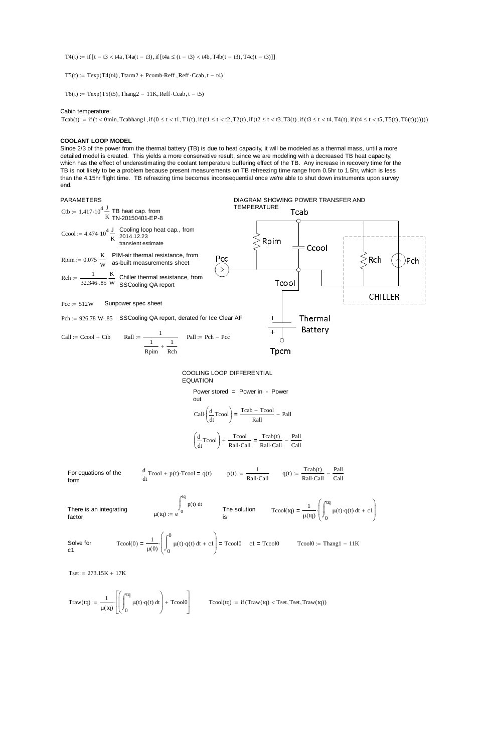$$T4(t) := \text{if}\left[t - t3 < t4a, T4a(t - t3), \text{if}\left[t4a \le (t - t3) < t4b, T4b(t - t3), T4c(t - t3)\right]\right]$$

$$T5(t) := \text{Texp}(T4(t4), \text{Ttarm2} + \text{Pcomb}\cdot\text{Reff}, \text{Reff}\cdot\text{Ccab}, t - t4)$$

$$T6(t) := \text{Texp}(T5(t5), \text{Thang2} - 11K, \text{Reff}\cdot\text{Ccab}, t - t5)$$

Cabin temperature:

$$\text{Tcab}(t) := \text{if}(t < 0\text{min}, \text{Tcabhang1}, \text{if}(0 \le t < t1, T1(t), \text{if}(t1 \le t < t2, T2(t), \text{if}(t2 \le t < t3, T3(t), \text{if}(t3 \le t < t4, T4(t), \text{if}(t4 \le t < t5, T5(t), T6(t)))))))$$

**COOLANT LOOP MODEL**

Since 2/3 of the power from the thermal battery (TB) is due to heat capacity, it will be modeled as a thermal mass, until a more detailed model is created. This yields a more conservative result, since we are modeling with a decreased TB heat capacity, which has the effect of underestimating the coolant temperature buffering effect of the TB. Any increase in recovery time for the TB is not likely to be a problem because present measurements on TB refreezing time range from 0.5hr to 1.5hr, which is less than the 4.15hr flight time. TB refreezing time becomes inconsequential once we're able to shut down instruments upon survey end.

PARAMETERS

$\text{Ctb} := 1.417\cdot10^4 \frac{J}{K}$ TB heat cap. from TN-20150401-EP-8

$\text{Ccool} := 4.474\cdot10^4 \frac{J}{K}$ Cooling loop heat cap., from 2014.12.23 transient estimate

$\text{Rpim} := 0.075 \frac{K}{W}$ PIM-air thermal resistance, from as-built measurements sheet

$\text{Rch} := \frac{1}{32.346\cdot.85} \frac{K}{W}$ Chiller thermal resistance, from SSCooling QA report

$\text{Pcc} := 512W$ Sunpower spec sheet

$\text{Pch} := 926.78\ W\cdot.85$ SSCooling QA report, derated for Ice Clear AF

$\text{Call} := \text{Ccool} + \text{Ctb}$ $\quad \text{Rall} := \frac{1}{\frac{1}{\text{Rpim}} + \frac{1}{\text{Rch}}}$ $\quad \text{Pall} := \text{Pch} - \text{Pcc}$

DIAGRAM SHOWING POWER TRANSFER AND TEMPERATURE

Tcab, Rpim, Ccool, Rch, Pch, Pcc, Tcool, CHILLER, Thermal Battery, Tpcm

COOLING LOOP DIFFERENTIAL EQUATION

Power stored = Power in - Power out

$$\text{Call}\cdot\left(\frac{d}{dt}\text{Tcool}\right) = \frac{\text{Tcab} - \text{Tcool}}{\text{Rall}} - \text{Pall}$$

$$\left(\frac{d}{dt}\text{Tcool}\right) + \frac{\text{Tcool}}{\text{Rall}\cdot\text{Call}} = \frac{\text{Tcab}(t)}{\text{Rall}\cdot\text{Call}} - \frac{\text{Pall}}{\text{Call}}$$

For equations of the form $\quad \frac{d}{dt}\text{Tcool} + p(t)\cdot\text{Tcool} = q(t) \quad p(t) := \frac{1}{\text{Rall}\cdot\text{Call}} \quad q(t) := \frac{\text{Tcab}(t)}{\text{Rall}\cdot\text{Call}} - \frac{\text{Pall}}{\text{Call}}$

There is an integrating factor $\quad \mu(tq) := e^{\int_0^{tq} p(t)\,dt}$ $\quad$ The solution is $\quad \text{Tcool}(tq) = \frac{1}{\mu(tq)}\cdot\left(\int_0^{tq} \mu(t)\cdot q(t)\,dt + c1\right)$

Solve for c1 $\quad \text{Tcool}(0) = \frac{1}{\mu(0)}\cdot\left(\int_0^{0} \mu(t)\cdot q(t)\,dt + c1\right) = \text{Tcool0} \quad c1 = \text{Tcool0} \quad \text{Tcool0} := \text{Thang1} - 11K$

$$\text{Tset} := 273.15K + 17K$$

$$\text{Traw}(tq) := \frac{1}{\mu(tq)}\cdot\left[\left(\int_0^{tq} \mu(t)\cdot q(t)\,dt\right) + \text{Tcool0}\right] \qquad \text{Tcool}(tq) := \text{if}(\text{Traw}(tq) < \text{Tset}, \text{Tset}, \text{Traw}(tq))$$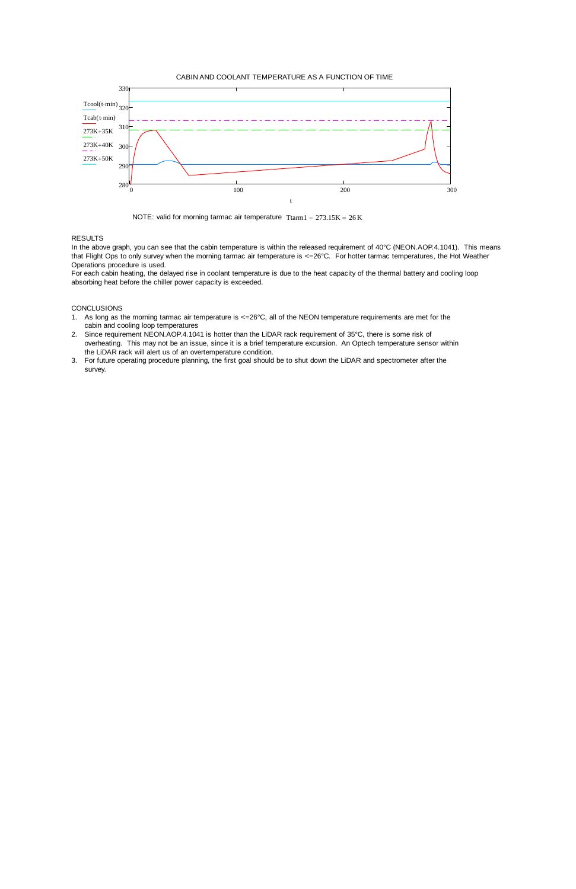CABIN AND COOLANT TEMPERATURE AS A FUNCTION OF TIME

Tcool(t·min)

Tcab(t·min)

273K+35K

273K+40K

273K+50K

330

320

310

300

290

280

0

100

200

300

t

NOTE: valid for morning tarmac air temperature $Ttarm1 - 273.15K = 26\,K$

RESULTS

In the above graph, you can see that the cabin temperature is within the released requirement of 40°C (NEON.AOP.4.1041). This means that Flight Ops to only survey when the morning tarmac air temperature is <=26°C. For hotter tarmac temperatures, the Hot Weather Operations procedure is used.

For each cabin heating, the delayed rise in coolant temperature is due to the heat capacity of the thermal battery and cooling loop absorbing heat before the chiller power capacity is exceeded.

CONCLUSIONS

1. As long as the morning tarmac air temperature is <=26°C, all of the NEON temperature requirements are met for the cabin and cooling loop temperatures
2. Since requirement NEON.AOP.4.1041 is hotter than the LiDAR rack requirement of 35°C, there is some risk of overheating. This may not be an issue, since it is a brief temperature excursion. An Optech temperature sensor within the LiDAR rack will alert us of an overtemperature condition.
3. For future operating procedure planning, the first goal should be to shut down the LiDAR and spectrometer after the survey.